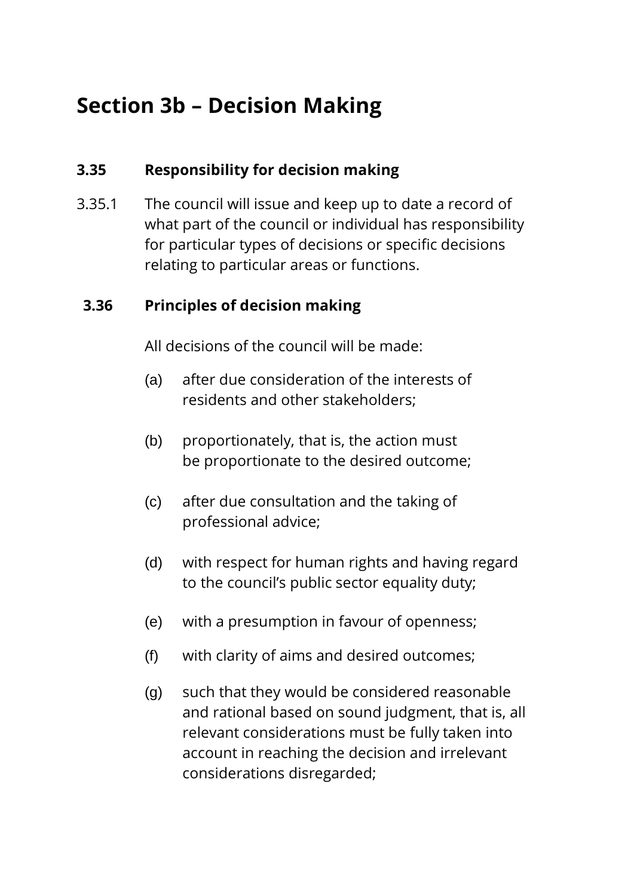# Section 3b – Decision Making

## 3.35 Responsibility for decision making

3.35.1 The council will issue and keep up to date a record of what part of the council or individual has responsibility for particular types of decisions or specific decisions relating to particular areas or functions.

## 3.36 Principles of decision making

All decisions of the council will be made:

(a) after due consideration of the interests of residents and other stakeholders;

(b) proportionately, that is, the action must be proportionate to the desired outcome;

(c) after due consultation and the taking of professional advice;

(d) with respect for human rights and having regard to the council's public sector equality duty;

(e) with a presumption in favour of openness;

(f) with clarity of aims and desired outcomes;

(g) such that they would be considered reasonable and rational based on sound judgment, that is, all relevant considerations must be fully taken into account in reaching the decision and irrelevant considerations disregarded;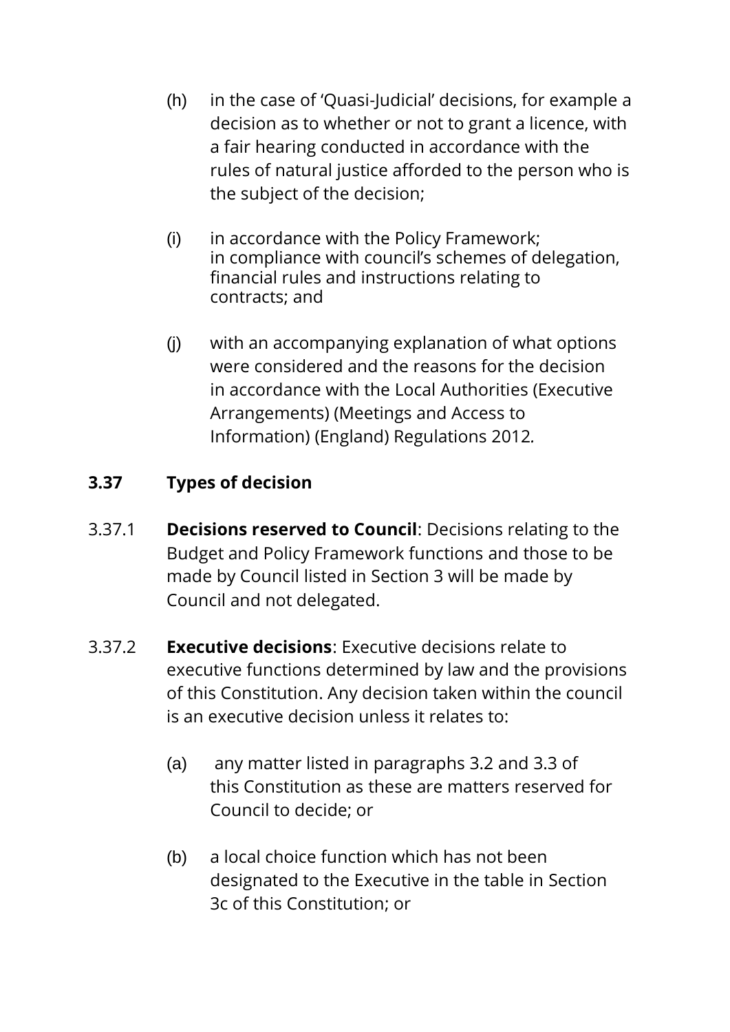(h) in the case of 'Quasi-Judicial' decisions, for example a decision as to whether or not to grant a licence, with a fair hearing conducted in accordance with the rules of natural justice afforded to the person who is the subject of the decision;

(i) in accordance with the Policy Framework; in compliance with council's schemes of delegation, financial rules and instructions relating to contracts; and

(j) with an accompanying explanation of what options were considered and the reasons for the decision in accordance with the Local Authorities (Executive Arrangements) (Meetings and Access to Information) (England) Regulations 2012.

### 3.37 Types of decision

3.37.1 **Decisions reserved to Council**: Decisions relating to the Budget and Policy Framework functions and those to be made by Council listed in Section 3 will be made by Council and not delegated.

3.37.2 **Executive decisions**: Executive decisions relate to executive functions determined by law and the provisions of this Constitution. Any decision taken within the council is an executive decision unless it relates to:

(a) any matter listed in paragraphs 3.2 and 3.3 of this Constitution as these are matters reserved for Council to decide; or

(b) a local choice function which has not been designated to the Executive in the table in Section 3c of this Constitution; or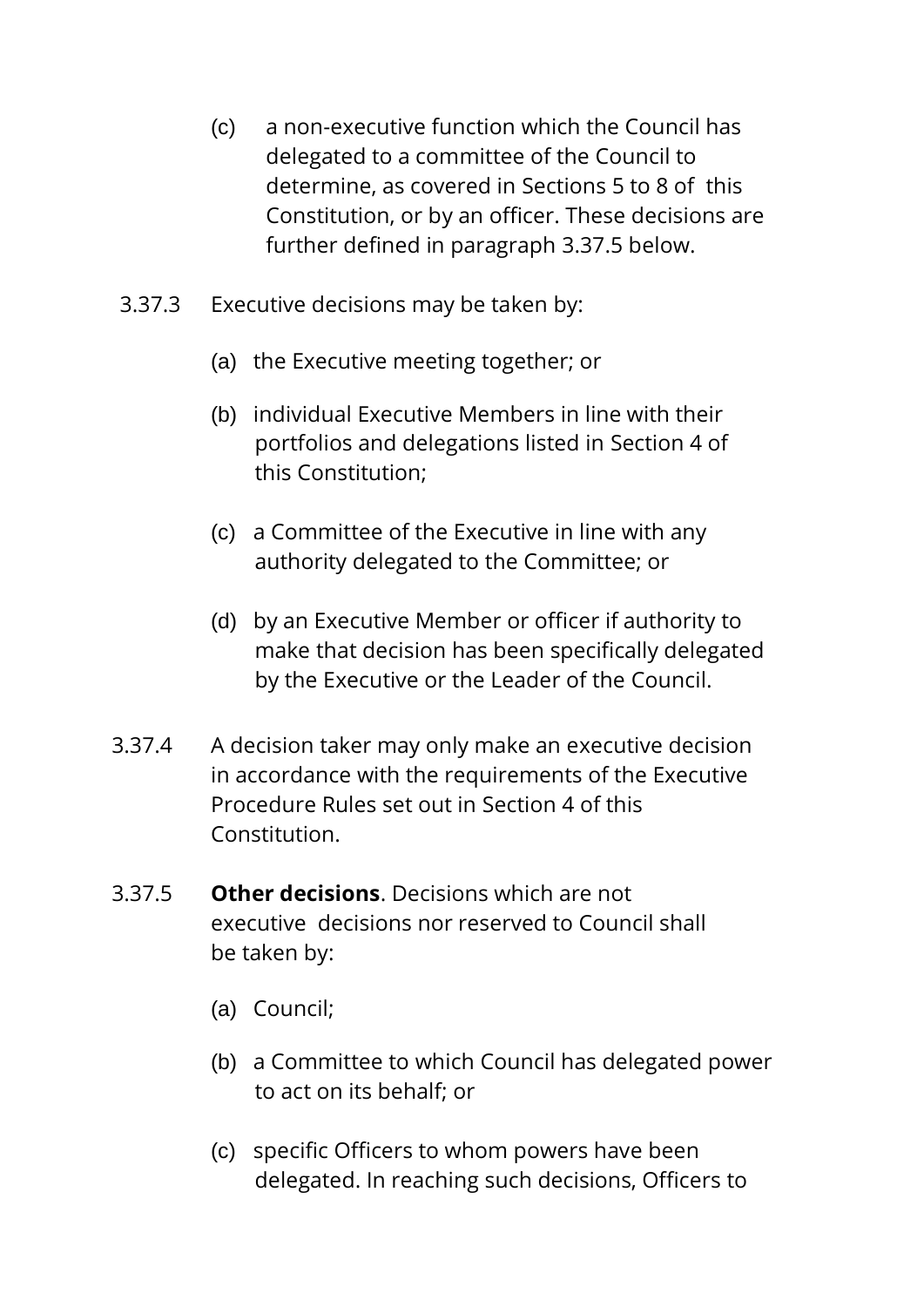(c) a non-executive function which the Council has delegated to a committee of the Council to determine, as covered in Sections 5 to 8 of this Constitution, or by an officer. These decisions are further defined in paragraph 3.37.5 below.

3.37.3 Executive decisions may be taken by:

(a) the Executive meeting together; or

(b) individual Executive Members in line with their portfolios and delegations listed in Section 4 of this Constitution;

(c) a Committee of the Executive in line with any authority delegated to the Committee; or

(d) by an Executive Member or officer if authority to make that decision has been specifically delegated by the Executive or the Leader of the Council.

3.37.4 A decision taker may only make an executive decision in accordance with the requirements of the Executive Procedure Rules set out in Section 4 of this Constitution.

3.37.5 **Other decisions**. Decisions which are not executive decisions nor reserved to Council shall be taken by:

(a) Council;

(b) a Committee to which Council has delegated power to act on its behalf; or

(c) specific Officers to whom powers have been delegated. In reaching such decisions, Officers to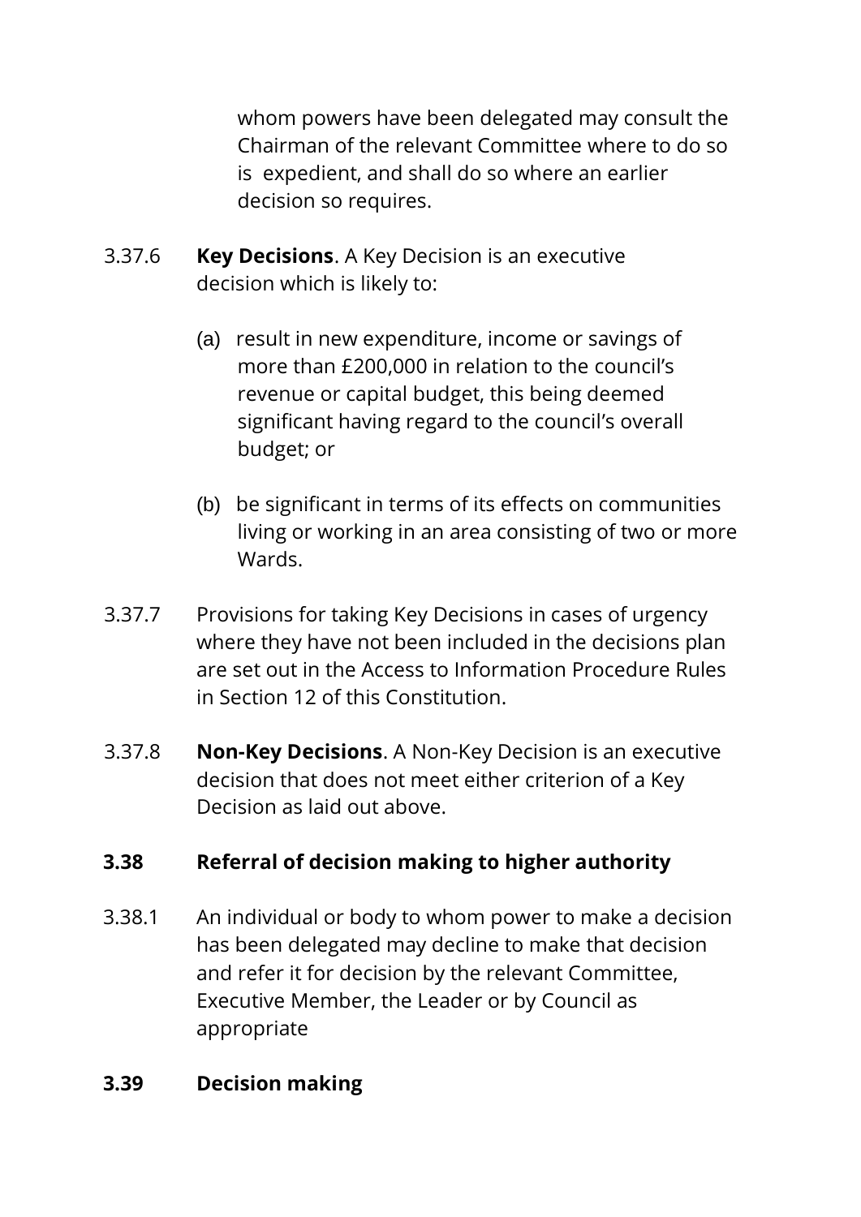whom powers have been delegated may consult the Chairman of the relevant Committee where to do so is expedient, and shall do so where an earlier decision so requires.

3.37.6 **Key Decisions**. A Key Decision is an executive decision which is likely to:

(a) result in new expenditure, income or savings of more than £200,000 in relation to the council's revenue or capital budget, this being deemed significant having regard to the council's overall budget; or

(b) be significant in terms of its effects on communities living or working in an area consisting of two or more Wards.

3.37.7 Provisions for taking Key Decisions in cases of urgency where they have not been included in the decisions plan are set out in the Access to Information Procedure Rules in Section 12 of this Constitution.

3.37.8 **Non-Key Decisions**. A Non-Key Decision is an executive decision that does not meet either criterion of a Key Decision as laid out above.

### 3.38 Referral of decision making to higher authority

3.38.1 An individual or body to whom power to make a decision has been delegated may decline to make that decision and refer it for decision by the relevant Committee, Executive Member, the Leader or by Council as appropriate

### 3.39 Decision making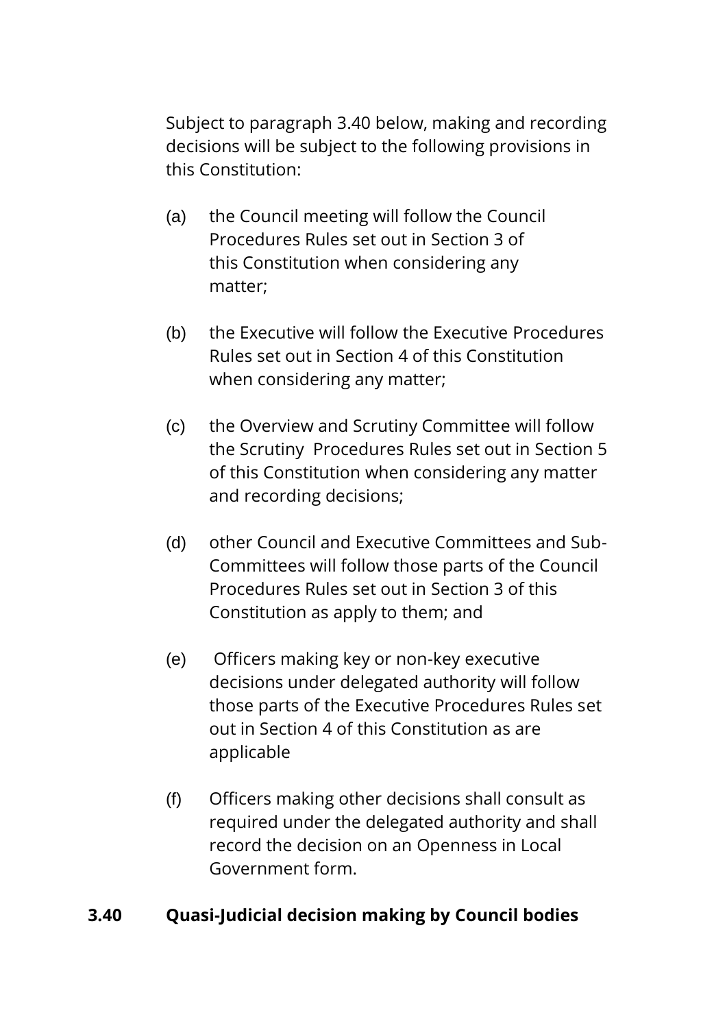Subject to paragraph 3.40 below, making and recording decisions will be subject to the following provisions in this Constitution:

(a) the Council meeting will follow the Council Procedures Rules set out in Section 3 of this Constitution when considering any matter;

(b) the Executive will follow the Executive Procedures Rules set out in Section 4 of this Constitution when considering any matter;

(c) the Overview and Scrutiny Committee will follow the Scrutiny Procedures Rules set out in Section 5 of this Constitution when considering any matter and recording decisions;

(d) other Council and Executive Committees and Sub-Committees will follow those parts of the Council Procedures Rules set out in Section 3 of this Constitution as apply to them; and

(e) Officers making key or non-key executive decisions under delegated authority will follow those parts of the Executive Procedures Rules set out in Section 4 of this Constitution as are applicable

(f) Officers making other decisions shall consult as required under the delegated authority and shall record the decision on an Openness in Local Government form.

**3.40 Quasi-Judicial decision making by Council bodies**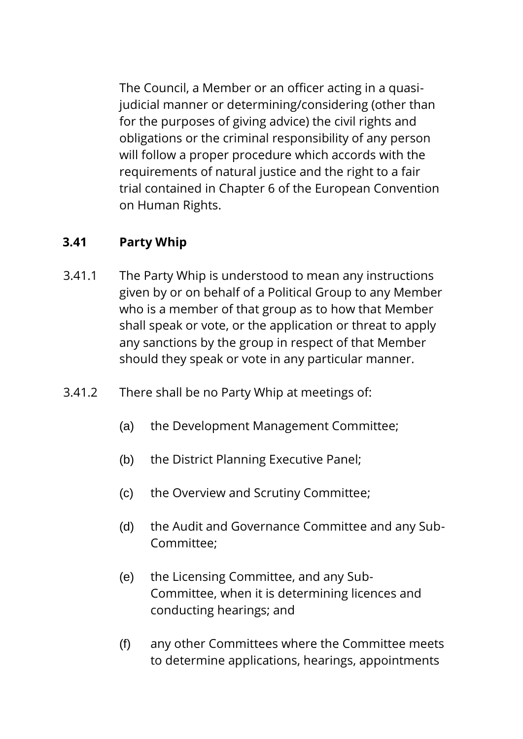The Council, a Member or an officer acting in a quasi-judicial manner or determining/considering (other than for the purposes of giving advice) the civil rights and obligations or the criminal responsibility of any person will follow a proper procedure which accords with the requirements of natural justice and the right to a fair trial contained in Chapter 6 of the European Convention on Human Rights.

### 3.41 Party Whip

3.41.1 The Party Whip is understood to mean any instructions given by or on behalf of a Political Group to any Member who is a member of that group as to how that Member shall speak or vote, or the application or threat to apply any sanctions by the group in respect of that Member should they speak or vote in any particular manner.

3.41.2 There shall be no Party Whip at meetings of:

(a) the Development Management Committee;

(b) the District Planning Executive Panel;

(c) the Overview and Scrutiny Committee;

(d) the Audit and Governance Committee and any Sub-Committee;

(e) the Licensing Committee, and any Sub-Committee, when it is determining licences and conducting hearings; and

(f) any other Committees where the Committee meets to determine applications, hearings, appointments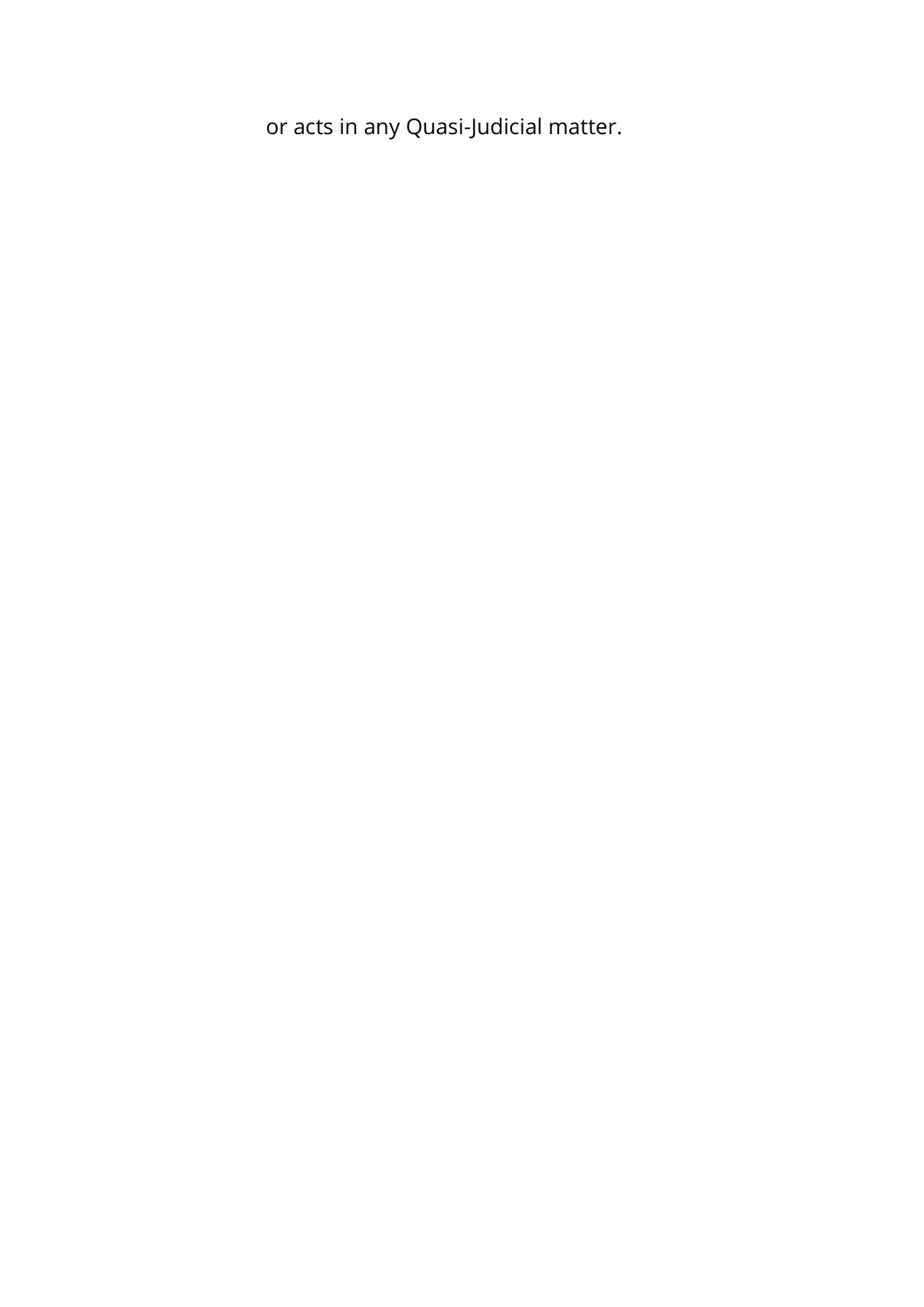or acts in any Quasi-Judicial matter.